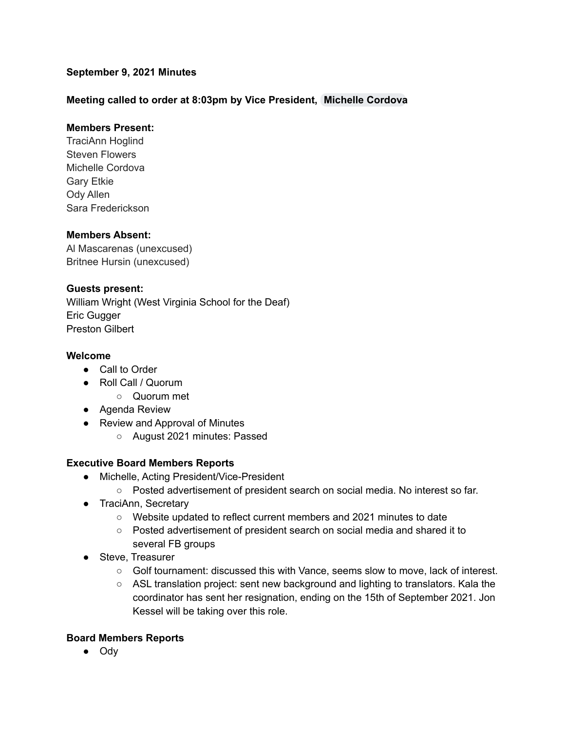**September 9, 2021 Minutes**

**Meeting called to order at 8:03pm by Vice President, Michelle Cordova**

**Members Present:**
TraciAnn Hoglind
Steven Flowers
Michelle Cordova
Gary Etkie
Ody Allen
Sara Frederickson

**Members Absent:**
Al Mascarenas (unexcused)
Britnee Hursin (unexcused)

**Guests present:**
William Wright (West Virginia School for the Deaf)
Eric Gugger
Preston Gilbert

**Welcome**

- Call to Order
- Roll Call / Quorum
  - Quorum met
- Agenda Review
- Review and Approval of Minutes
  - August 2021 minutes: Passed

**Executive Board Members Reports**

- Michelle, Acting President/Vice-President
  - Posted advertisement of president search on social media. No interest so far.
- TraciAnn, Secretary
  - Website updated to reflect current members and 2021 minutes to date
  - Posted advertisement of president search on social media and shared it to several FB groups
- Steve, Treasurer
  - Golf tournament: discussed this with Vance, seems slow to move, lack of interest.
  - ASL translation project: sent new background and lighting to translators. Kala the coordinator has sent her resignation, ending on the 15th of September 2021. Jon Kessel will be taking over this role.

**Board Members Reports**

- Ody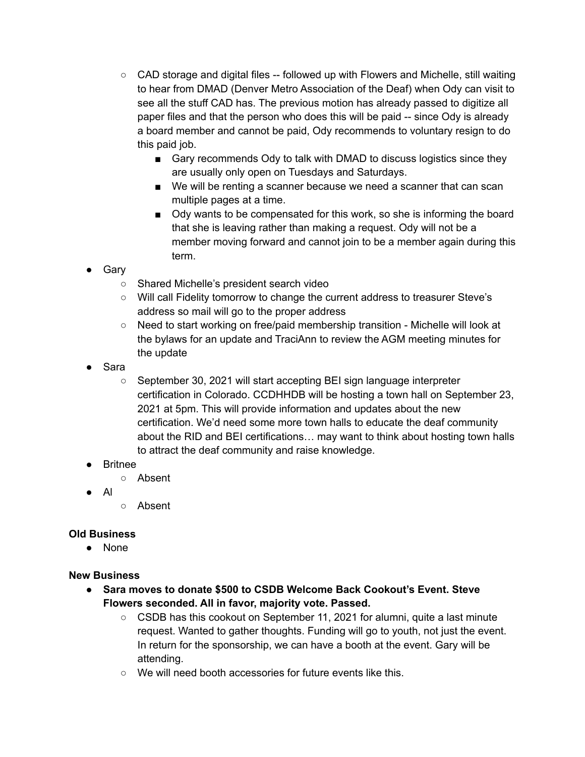- CAD storage and digital files -- followed up with Flowers and Michelle, still waiting to hear from DMAD (Denver Metro Association of the Deaf) when Ody can visit to see all the stuff CAD has. The previous motion has already passed to digitize all paper files and that the person who does this will be paid -- since Ody is already a board member and cannot be paid, Ody recommends to voluntary resign to do this paid job.
        - Gary recommends Ody to talk with DMAD to discuss logistics since they are usually only open on Tuesdays and Saturdays.
        - We will be renting a scanner because we need a scanner that can scan multiple pages at a time.
        - Ody wants to be compensated for this work, so she is informing the board that she is leaving rather than making a request. Ody will not be a member moving forward and cannot join to be a member again during this term.
- Gary
    - Shared Michelle's president search video
    - Will call Fidelity tomorrow to change the current address to treasurer Steve's address so mail will go to the proper address
    - Need to start working on free/paid membership transition - Michelle will look at the bylaws for an update and TraciAnn to review the AGM meeting minutes for the update
- Sara
    - September 30, 2021 will start accepting BEI sign language interpreter certification in Colorado. CCDHHDB will be hosting a town hall on September 23, 2021 at 5pm. This will provide information and updates about the new certification. We'd need some more town halls to educate the deaf community about the RID and BEI certifications… may want to think about hosting town halls to attract the deaf community and raise knowledge.
- Britnee
    - Absent
- Al
    - Absent

**Old Business**

- None

**New Business**

- **Sara moves to donate $500 to CSDB Welcome Back Cookout's Event. Steve Flowers seconded. All in favor, majority vote. Passed.**
    - CSDB has this cookout on September 11, 2021 for alumni, quite a last minute request. Wanted to gather thoughts. Funding will go to youth, not just the event. In return for the sponsorship, we can have a booth at the event. Gary will be attending.
    - We will need booth accessories for future events like this.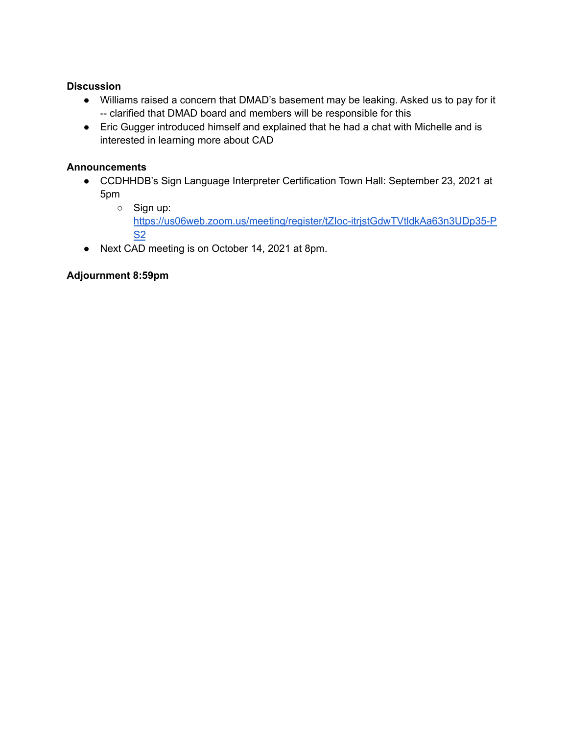**Discussion**

- Williams raised a concern that DMAD's basement may be leaking. Asked us to pay for it -- clarified that DMAD board and members will be responsible for this
- Eric Gugger introduced himself and explained that he had a chat with Michelle and is interested in learning more about CAD

**Announcements**

- CCDHHDB's Sign Language Interpreter Certification Town Hall: September 23, 2021 at 5pm
  - Sign up: https://us06web.zoom.us/meeting/register/tZIoc-itrjstGdwTVtldkAa63n3UDp35-PS2
- Next CAD meeting is on October 14, 2021 at 8pm.

**Adjournment 8:59pm**